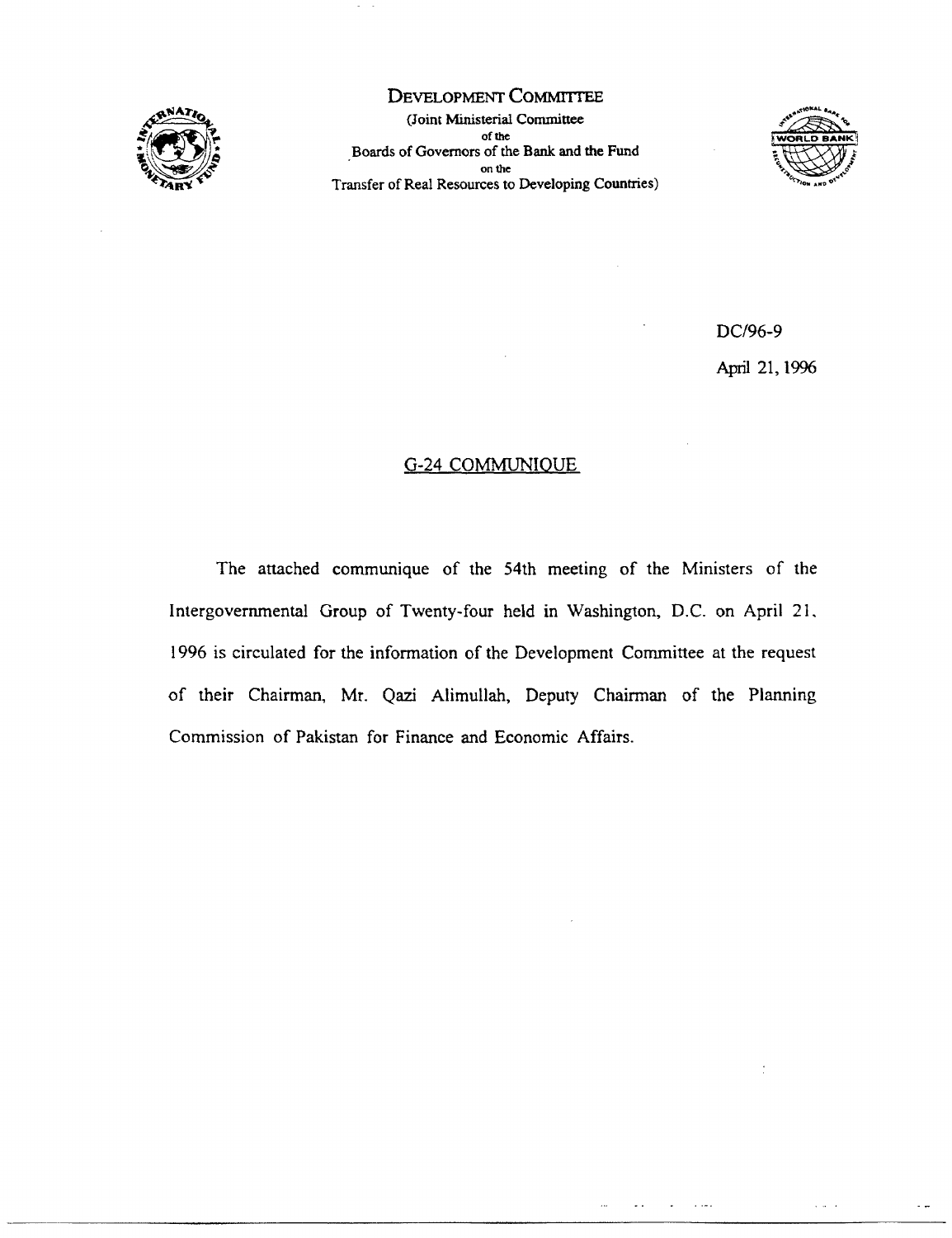# DEVELOPMENT COMMITTEE

(Joint Ministerial Committee
of the
Boards of Governors of the Bank and the Fund
on the
Transfer of Real Resources to Developing Countries)

DC/96-9

April 21, 1996

## G-24 COMMUNIQUE

The attached communique of the 54th meeting of the Ministers of the Intergovernmental Group of Twenty-four held in Washington, D.C. on April 21, 1996 is circulated for the information of the Development Committee at the request of their Chairman, Mr. Qazi Alimullah, Deputy Chairman of the Planning Commission of Pakistan for Finance and Economic Affairs.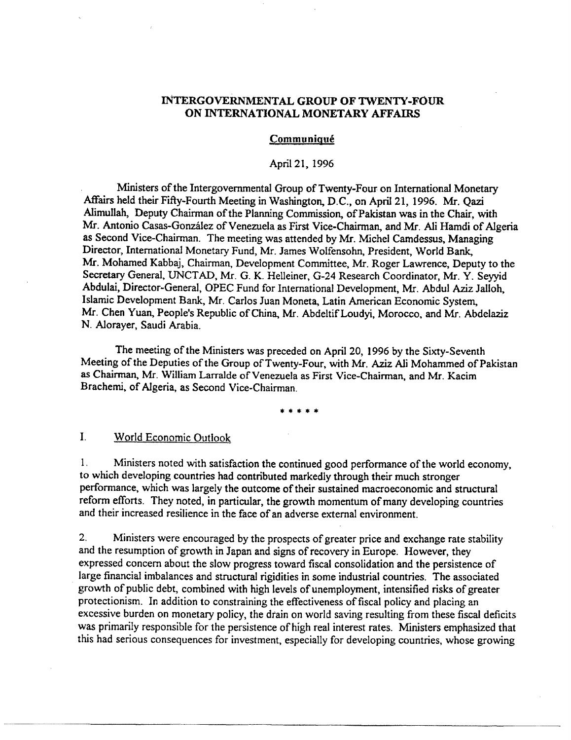**INTERGOVERNMENTAL GROUP OF TWENTY-FOUR ON INTERNATIONAL MONETARY AFFAIRS**

**Communiqué**

April 21, 1996

Ministers of the Intergovernmental Group of Twenty-Four on International Monetary Affairs held their Fifty-Fourth Meeting in Washington, D.C., on April 21, 1996. Mr. Qazi Alimullah, Deputy Chairman of the Planning Commission, of Pakistan was in the Chair, with Mr. Antonio Casas-González of Venezuela as First Vice-Chairman, and Mr. Ali Hamdi of Algeria as Second Vice-Chairman. The meeting was attended by Mr. Michel Camdessus, Managing Director, International Monetary Fund, Mr. James Wolfensohn, President, World Bank, Mr. Mohamed Kabbaj, Chairman, Development Committee, Mr. Roger Lawrence, Deputy to the Secretary General, UNCTAD, Mr. G. K. Helleiner, G-24 Research Coordinator, Mr. Y. Seyyid Abdulai, Director-General, OPEC Fund for International Development, Mr. Abdul Aziz Jalloh, Islamic Development Bank, Mr. Carlos Juan Moneta, Latin American Economic System, Mr. Chen Yuan, People's Republic of China, Mr. Abdeltif Loudyi, Morocco, and Mr. Abdelaziz N. Alorayer, Saudi Arabia.

The meeting of the Ministers was preceded on April 20, 1996 by the Sixty-Seventh Meeting of the Deputies of the Group of Twenty-Four, with Mr. Aziz Ali Mohammed of Pakistan as Chairman, Mr. William Larralde of Venezuela as First Vice-Chairman, and Mr. Kacim Brachemi, of Algeria, as Second Vice-Chairman.

\* \* \* \* \*

## I. World Economic Outlook

1. Ministers noted with satisfaction the continued good performance of the world economy, to which developing countries had contributed markedly through their much stronger performance, which was largely the outcome of their sustained macroeconomic and structural reform efforts. They noted, in particular, the growth momentum of many developing countries and their increased resilience in the face of an adverse external environment.

2. Ministers were encouraged by the prospects of greater price and exchange rate stability and the resumption of growth in Japan and signs of recovery in Europe. However, they expressed concern about the slow progress toward fiscal consolidation and the persistence of large financial imbalances and structural rigidities in some industrial countries. The associated growth of public debt, combined with high levels of unemployment, intensified risks of greater protectionism. In addition to constraining the effectiveness of fiscal policy and placing an excessive burden on monetary policy, the drain on world saving resulting from these fiscal deficits was primarily responsible for the persistence of high real interest rates. Ministers emphasized that this had serious consequences for investment, especially for developing countries, whose growing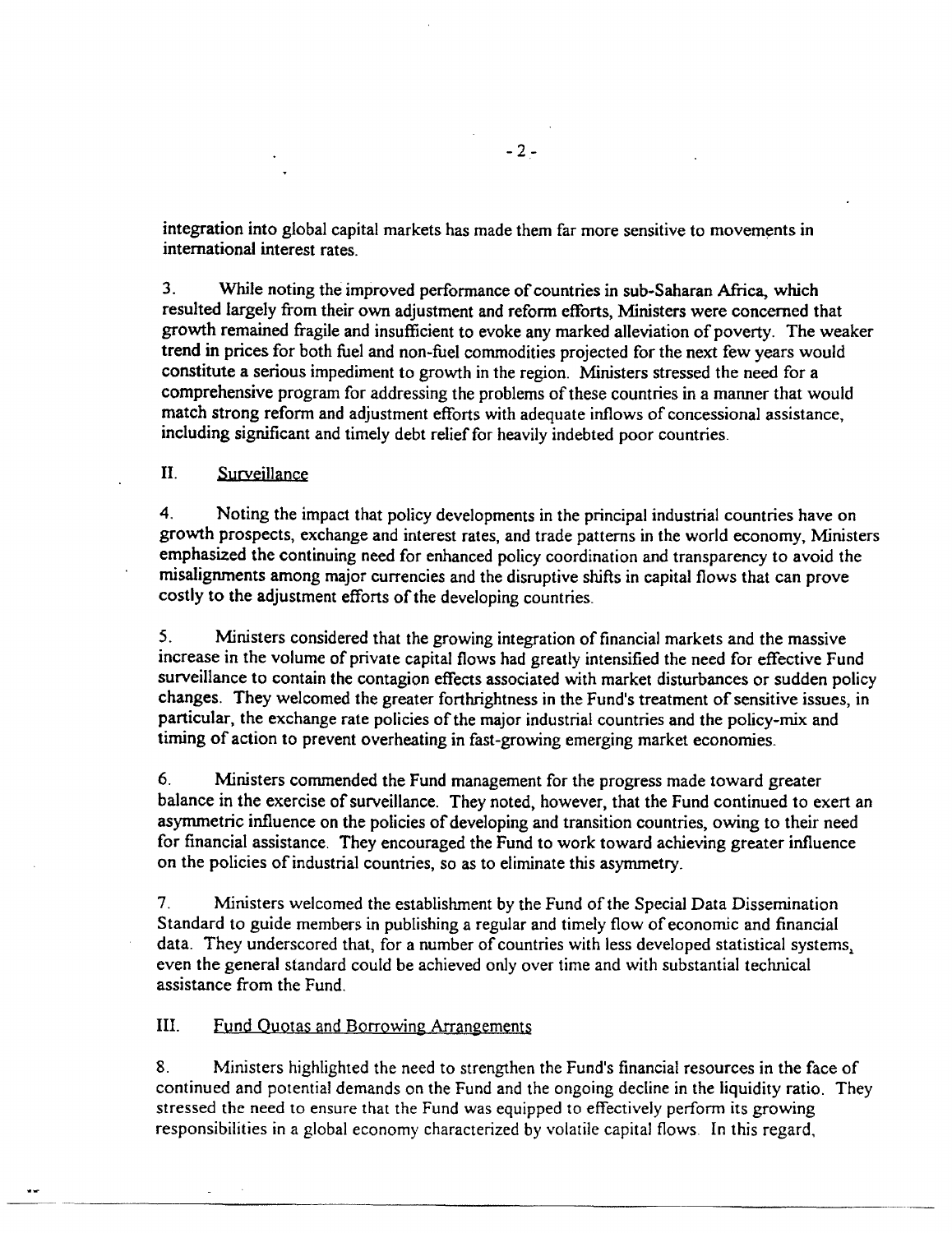integration into global capital markets has made them far more sensitive to movements in international interest rates.

3. While noting the improved performance of countries in sub-Saharan Africa, which resulted largely from their own adjustment and reform efforts, Ministers were concerned that growth remained fragile and insufficient to evoke any marked alleviation of poverty. The weaker trend in prices for both fuel and non-fuel commodities projected for the next few years would constitute a serious impediment to growth in the region. Ministers stressed the need for a comprehensive program for addressing the problems of these countries in a manner that would match strong reform and adjustment efforts with adequate inflows of concessional assistance, including significant and timely debt relief for heavily indebted poor countries.

## II. Surveillance

4. Noting the impact that policy developments in the principal industrial countries have on growth prospects, exchange and interest rates, and trade patterns in the world economy, Ministers emphasized the continuing need for enhanced policy coordination and transparency to avoid the misalignments among major currencies and the disruptive shifts in capital flows that can prove costly to the adjustment efforts of the developing countries.

5. Ministers considered that the growing integration of financial markets and the massive increase in the volume of private capital flows had greatly intensified the need for effective Fund surveillance to contain the contagion effects associated with market disturbances or sudden policy changes. They welcomed the greater forthrightness in the Fund's treatment of sensitive issues, in particular, the exchange rate policies of the major industrial countries and the policy-mix and timing of action to prevent overheating in fast-growing emerging market economies.

6. Ministers commended the Fund management for the progress made toward greater balance in the exercise of surveillance. They noted, however, that the Fund continued to exert an asymmetric influence on the policies of developing and transition countries, owing to their need for financial assistance. They encouraged the Fund to work toward achieving greater influence on the policies of industrial countries, so as to eliminate this asymmetry.

7. Ministers welcomed the establishment by the Fund of the Special Data Dissemination Standard to guide members in publishing a regular and timely flow of economic and financial data. They underscored that, for a number of countries with less developed statistical systems, even the general standard could be achieved only over time and with substantial technical assistance from the Fund.

## III. Fund Quotas and Borrowing Arrangements

8. Ministers highlighted the need to strengthen the Fund's financial resources in the face of continued and potential demands on the Fund and the ongoing decline in the liquidity ratio. They stressed the need to ensure that the Fund was equipped to effectively perform its growing responsibilities in a global economy characterized by volatile capital flows. In this regard,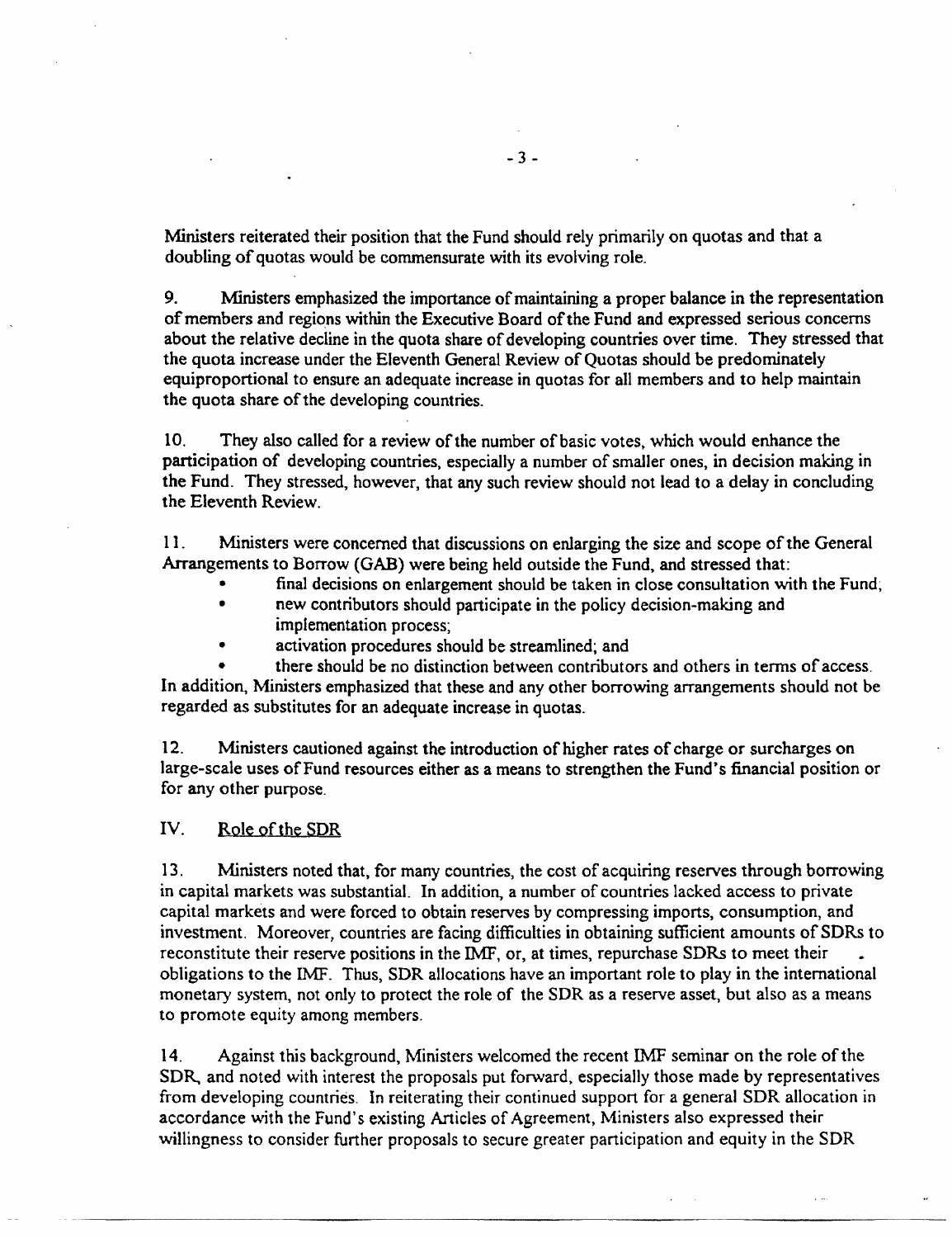Ministers reiterated their position that the Fund should rely primarily on quotas and that a doubling of quotas would be commensurate with its evolving role.

9. Ministers emphasized the importance of maintaining a proper balance in the representation of members and regions within the Executive Board of the Fund and expressed serious concerns about the relative decline in the quota share of developing countries over time. They stressed that the quota increase under the Eleventh General Review of Quotas should be predominately equiproportional to ensure an adequate increase in quotas for all members and to help maintain the quota share of the developing countries.

10. They also called for a review of the number of basic votes, which would enhance the participation of developing countries, especially a number of smaller ones, in decision making in the Fund. They stressed, however, that any such review should not lead to a delay in concluding the Eleventh Review.

11. Ministers were concerned that discussions on enlarging the size and scope of the General Arrangements to Borrow (GAB) were being held outside the Fund, and stressed that:

- final decisions on enlargement should be taken in close consultation with the Fund;
- new contributors should participate in the policy decision-making and implementation process;
- activation procedures should be streamlined; and
- there should be no distinction between contributors and others in terms of access.

In addition, Ministers emphasized that these and any other borrowing arrangements should not be regarded as substitutes for an adequate increase in quotas.

12. Ministers cautioned against the introduction of higher rates of charge or surcharges on large-scale uses of Fund resources either as a means to strengthen the Fund's financial position or for any other purpose.

## IV. Role of the SDR

13. Ministers noted that, for many countries, the cost of acquiring reserves through borrowing in capital markets was substantial. In addition, a number of countries lacked access to private capital markets and were forced to obtain reserves by compressing imports, consumption, and investment. Moreover, countries are facing difficulties in obtaining sufficient amounts of SDRs to reconstitute their reserve positions in the IMF, or, at times, repurchase SDRs to meet their obligations to the IMF. Thus, SDR allocations have an important role to play in the international monetary system, not only to protect the role of the SDR as a reserve asset, but also as a means to promote equity among members.

14. Against this background, Ministers welcomed the recent IMF seminar on the role of the SDR, and noted with interest the proposals put forward, especially those made by representatives from developing countries. In reiterating their continued support for a general SDR allocation in accordance with the Fund's existing Articles of Agreement, Ministers also expressed their willingness to consider further proposals to secure greater participation and equity in the SDR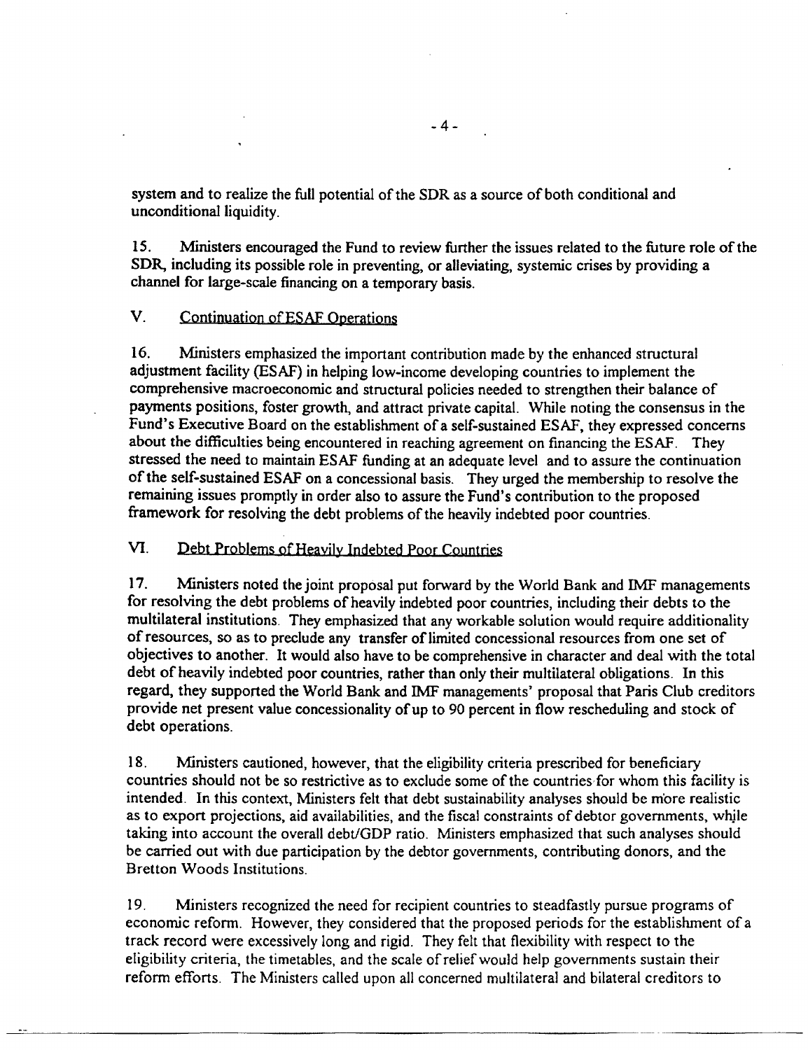system and to realize the full potential of the SDR as a source of both conditional and unconditional liquidity.

15. Ministers encouraged the Fund to review further the issues related to the future role of the SDR, including its possible role in preventing, or alleviating, systemic crises by providing a channel for large-scale financing on a temporary basis.

## V. Continuation of ESAF Operations

16. Ministers emphasized the important contribution made by the enhanced structural adjustment facility (ESAF) in helping low-income developing countries to implement the comprehensive macroeconomic and structural policies needed to strengthen their balance of payments positions, foster growth, and attract private capital. While noting the consensus in the Fund's Executive Board on the establishment of a self-sustained ESAF, they expressed concerns about the difficulties being encountered in reaching agreement on financing the ESAF. They stressed the need to maintain ESAF funding at an adequate level and to assure the continuation of the self-sustained ESAF on a concessional basis. They urged the membership to resolve the remaining issues promptly in order also to assure the Fund's contribution to the proposed framework for resolving the debt problems of the heavily indebted poor countries.

## VI. Debt Problems of Heavily Indebted Poor Countries

17. Ministers noted the joint proposal put forward by the World Bank and IMF managements for resolving the debt problems of heavily indebted poor countries, including their debts to the multilateral institutions. They emphasized that any workable solution would require additionality of resources, so as to preclude any transfer of limited concessional resources from one set of objectives to another. It would also have to be comprehensive in character and deal with the total debt of heavily indebted poor countries, rather than only their multilateral obligations. In this regard, they supported the World Bank and IMF managements' proposal that Paris Club creditors provide net present value concessionality of up to 90 percent in flow rescheduling and stock of debt operations.

18. Ministers cautioned, however, that the eligibility criteria prescribed for beneficiary countries should not be so restrictive as to exclude some of the countries for whom this facility is intended. In this context, Ministers felt that debt sustainability analyses should be more realistic as to export projections, aid availabilities, and the fiscal constraints of debtor governments, while taking into account the overall debt/GDP ratio. Ministers emphasized that such analyses should be carried out with due participation by the debtor governments, contributing donors, and the Bretton Woods Institutions.

19. Ministers recognized the need for recipient countries to steadfastly pursue programs of economic reform. However, they considered that the proposed periods for the establishment of a track record were excessively long and rigid. They felt that flexibility with respect to the eligibility criteria, the timetables, and the scale of relief would help governments sustain their reform efforts. The Ministers called upon all concerned multilateral and bilateral creditors to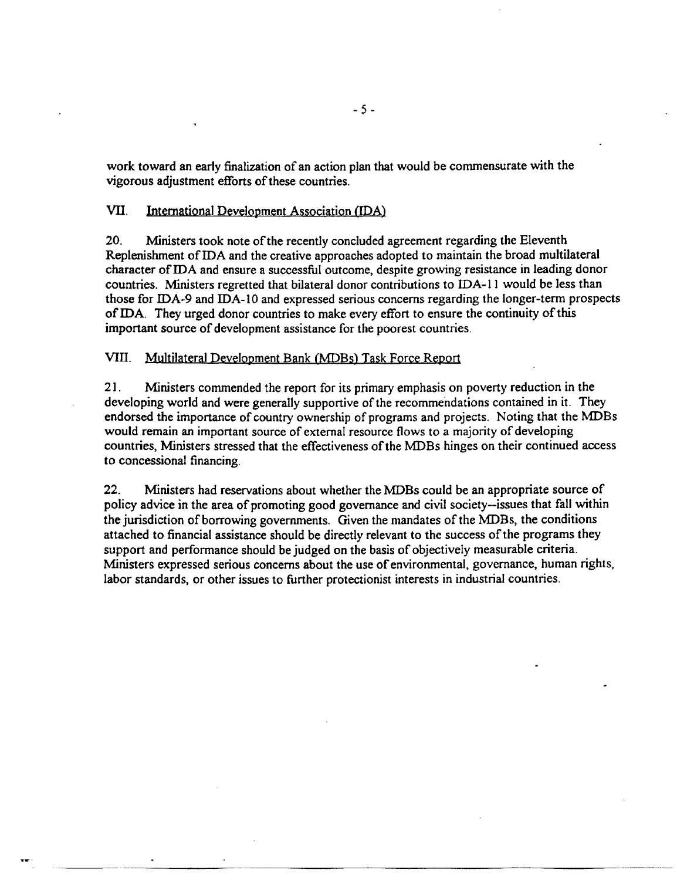work toward an early finalization of an action plan that would be commensurate with the vigorous adjustment efforts of these countries.

## VII. International Development Association (IDA)

20. Ministers took note of the recently concluded agreement regarding the Eleventh Replenishment of IDA and the creative approaches adopted to maintain the broad multilateral character of IDA and ensure a successful outcome, despite growing resistance in leading donor countries. Ministers regretted that bilateral donor contributions to IDA-11 would be less than those for IDA-9 and IDA-10 and expressed serious concerns regarding the longer-term prospects of IDA. They urged donor countries to make every effort to ensure the continuity of this important source of development assistance for the poorest countries.

## VIII. Multilateral Development Bank (MDBs) Task Force Report

21. Ministers commended the report for its primary emphasis on poverty reduction in the developing world and were generally supportive of the recommendations contained in it. They endorsed the importance of country ownership of programs and projects. Noting that the MDBs would remain an important source of external resource flows to a majority of developing countries, Ministers stressed that the effectiveness of the MDBs hinges on their continued access to concessional financing.

22. Ministers had reservations about whether the MDBs could be an appropriate source of policy advice in the area of promoting good governance and civil society--issues that fall within the jurisdiction of borrowing governments. Given the mandates of the MDBs, the conditions attached to financial assistance should be directly relevant to the success of the programs they support and performance should be judged on the basis of objectively measurable criteria. Ministers expressed serious concerns about the use of environmental, governance, human rights, labor standards, or other issues to further protectionist interests in industrial countries.